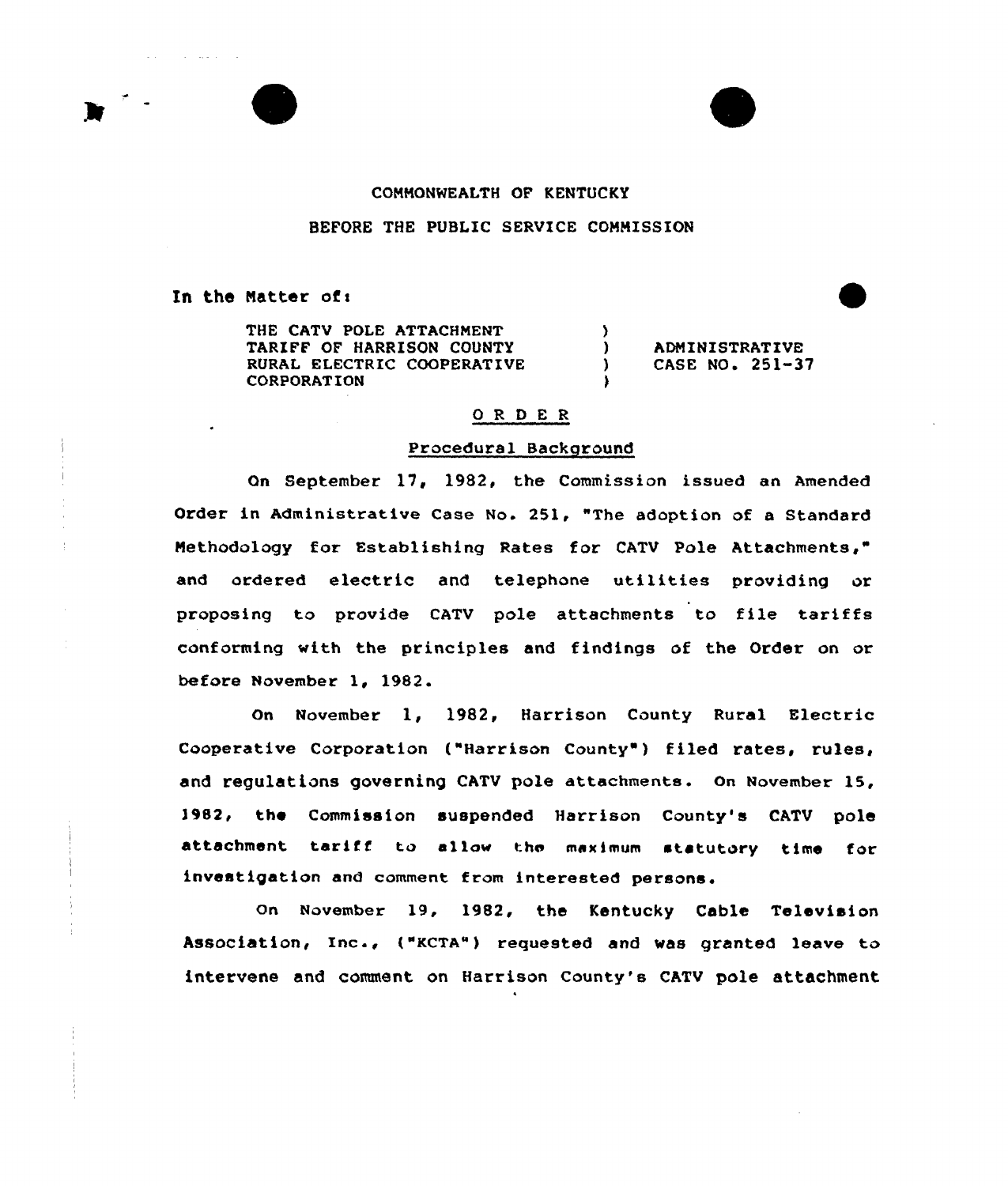COMMONWEALTH OF KENTUCKY

BEFORE THE PUBLIC SERVICE COMMISSION

In the Matter of:

| | | |
|---|---|---|
| THE CATV POLE ATTACHMENT TARIFF OF HARRISON COUNTY RURAL ELECTRIC COOPERATIVE CORPORATION | ) ) ) ) | ADMINISTRATIVE CASE NO. 251-37 |

## O R D E R

### Procedural Background

On September 17, 1982, the Commission issued an Amended Order in Administrative Case No. 251, "The adoption of a Standard Methodology for Establishing Rates for CATV Pole Attachments," and ordered electric and telephone utilities providing or proposing to provide CATV pole attachments to file tariffs conforming with the principles and findings of the Order on or before November 1, 1982.

On November 1, 1982, Harrison County Rural Electric Cooperative Corporation ("Harrison County") filed rates, rules, and regulations governing CATV pole attachments. On November 15, 1982, the Commission suspended Harrison County's CATV pole attachment tariff to allow the maximum statutory time for investigation and comment from interested persons.

On November 19, 1982, the Kentucky Cable Television Association, Inc., ("KCTA") requested and was granted leave to intervene and comment on Harrison County's CATV pole attachment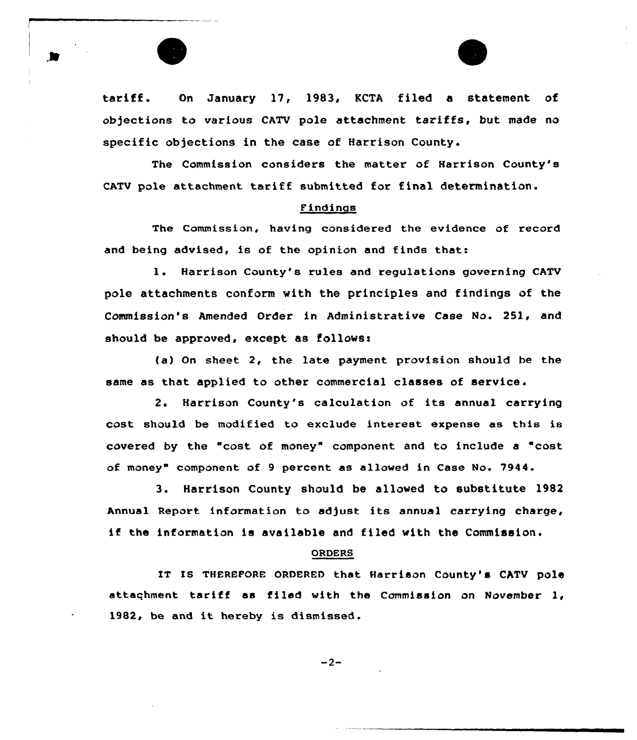tariff. On January 17, 1983, KCTA filed a statement of objections to various CATV pole attachment tariffs, but made no specific objections in the case of Harrison County.

The Commission considers the matter of Harrison County's CATV pole attachment tariff submitted for final determination.

## Findings

The Commission, having considered the evidence of record and being advised, is of the opinion and finds that:

1. Harrison County's rules and regulations governing CATV pole attachments conform with the principles and findings of the Commission's Amended Order in Administrative Case No. 251, and should be approved, except as follows:

(a) On sheet 2, the late payment provision should be the same as that applied to other commercial classes of service.

2. Harrison County's calculation of its annual carrying cost should be modified to exclude interest expense as this is covered by the "cost of money" component and to include a "cost of money" component of 9 percent as allowed in Case No. 7944.

3. Harrison County should be allowed to substitute 1982 Annual Report information to adjust its annual carrying charge, if the information is available and filed with the Commission.

## ORDERS

IT IS THEREFORE ORDERED that Harrison County's CATV pole attachment tariff as filed with the Commission on November 1, 1982, be and it hereby is dismissed.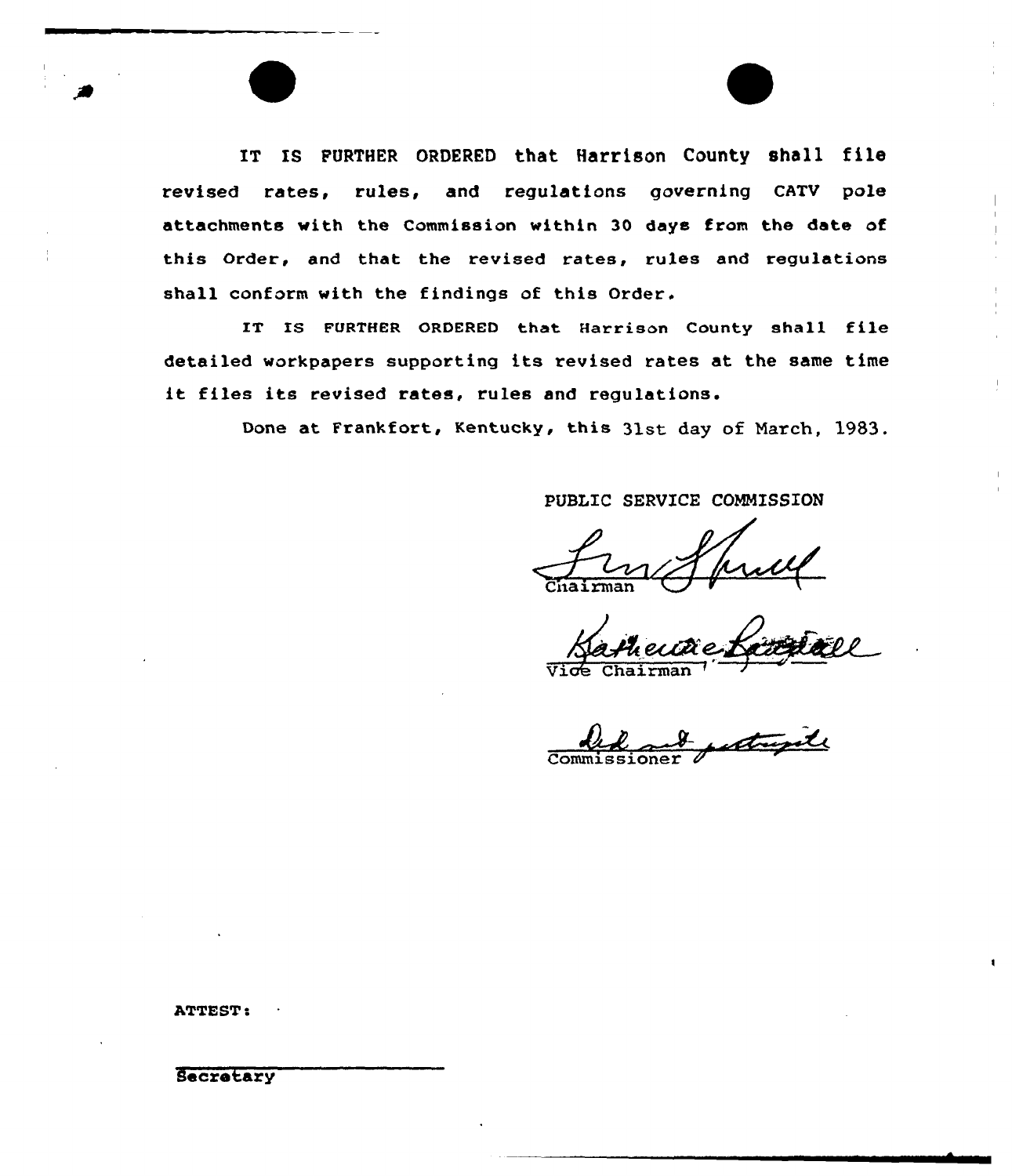IT IS FURTHER ORDERED that Harrison County shall file revised rates, rules, and regulations governing CATV pole attachments with the Commission within 30 days from the date of this Order, and that the revised rates, rules and regulations shall conform with the findings of this Order.

IT IS FURTHER ORDERED that Harrison County shall file detailed workpapers supporting its revised rates at the same time it files its revised rates, rules and regulations.

Done at Frankfort, Kentucky, this 31st day of March, 1983.

PUBLIC SERVICE COMMISSION

Chairman

Vice Chairman

Did not participate
Commissioner

ATTEST:

Secretary